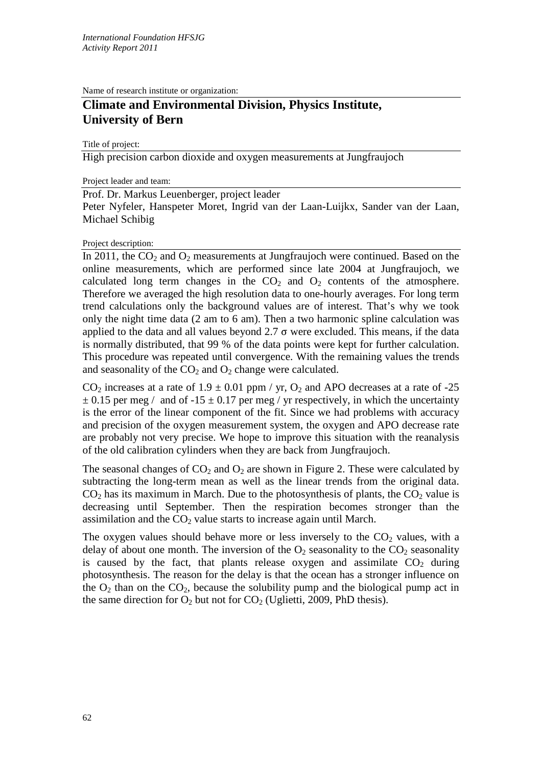*International Foundation HFSJG*
*Activity Report 2011*

Name of research institute or organization:

## Climate and Environmental Division, Physics Institute, University of Bern

Title of project:

High precision carbon dioxide and oxygen measurements at Jungfraujoch

Project leader and team:

Prof. Dr. Markus Leuenberger, project leader
Peter Nyfeler, Hanspeter Moret, Ingrid van der Laan-Luijkx, Sander van der Laan, Michael Schibig

Project description:

In 2011, the $CO_2$ and $O_2$ measurements at Jungfraujoch were continued. Based on the online measurements, which are performed since late 2004 at Jungfraujoch, we calculated long term changes in the $CO_2$ and $O_2$ contents of the atmosphere. Therefore we averaged the high resolution data to one-hourly averages. For long term trend calculations only the background values are of interest. That's why we took only the night time data (2 am to 6 am). Then a two harmonic spline calculation was applied to the data and all values beyond 2.7 $\sigma$ were excluded. This means, if the data is normally distributed, that 99 % of the data points were kept for further calculation. This procedure was repeated until convergence. With the remaining values the trends and seasonality of the $CO_2$ and $O_2$ change were calculated.

$CO_2$ increases at a rate of $1.9 \pm 0.01$ ppm / yr, $O_2$ and APO decreases at a rate of $-25 \pm 0.15$ per meg / and of $-15 \pm 0.17$ per meg / yr respectively, in which the uncertainty is the error of the linear component of the fit. Since we had problems with accuracy and precision of the oxygen measurement system, the oxygen and APO decrease rate are probably not very precise. We hope to improve this situation with the reanalysis of the old calibration cylinders when they are back from Jungfraujoch.

The seasonal changes of $CO_2$ and $O_2$ are shown in Figure 2. These were calculated by subtracting the long-term mean as well as the linear trends from the original data. $CO_2$ has its maximum in March. Due to the photosynthesis of plants, the $CO_2$ value is decreasing until September. Then the respiration becomes stronger than the assimilation and the $CO_2$ value starts to increase again until March.

The oxygen values should behave more or less inversely to the $CO_2$ values, with a delay of about one month. The inversion of the $O_2$ seasonality to the $CO_2$ seasonality is caused by the fact, that plants release oxygen and assimilate $CO_2$ during photosynthesis. The reason for the delay is that the ocean has a stronger influence on the $O_2$ than on the $CO_2$, because the solubility pump and the biological pump act in the same direction for $O_2$ but not for $CO_2$ (Uglietti, 2009, PhD thesis).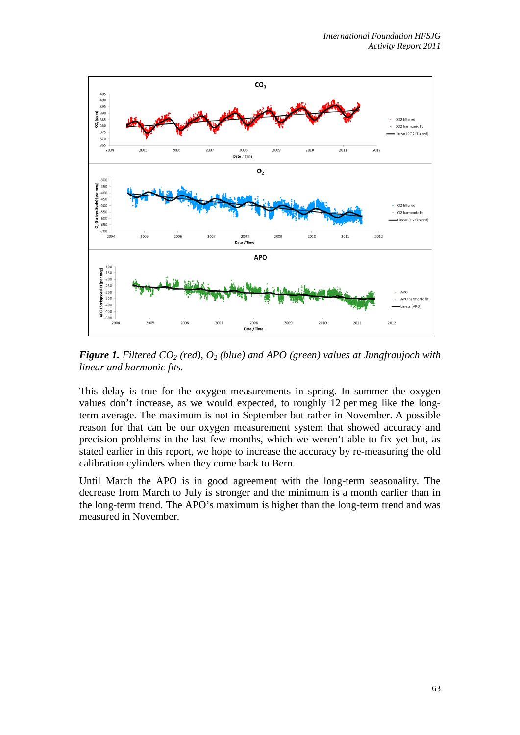***Figure 1.*** *Filtered $CO_2$ (red), $O_2$ (blue) and APO (green) values at Jungfraujoch with linear and harmonic fits.*

This delay is true for the oxygen measurements in spring. In summer the oxygen values don't increase, as we would expected, to roughly 12 per meg like the long-term average. The maximum is not in September but rather in November. A possible reason for that can be our oxygen measurement system that showed accuracy and precision problems in the last few months, which we weren't able to fix yet but, as stated earlier in this report, we hope to increase the accuracy by re-measuring the old calibration cylinders when they come back to Bern.

Until March the APO is in good agreement with the long-term seasonality. The decrease from March to July is stronger and the minimum is a month earlier than in the long-term trend. The APO's maximum is higher than the long-term trend and was measured in November.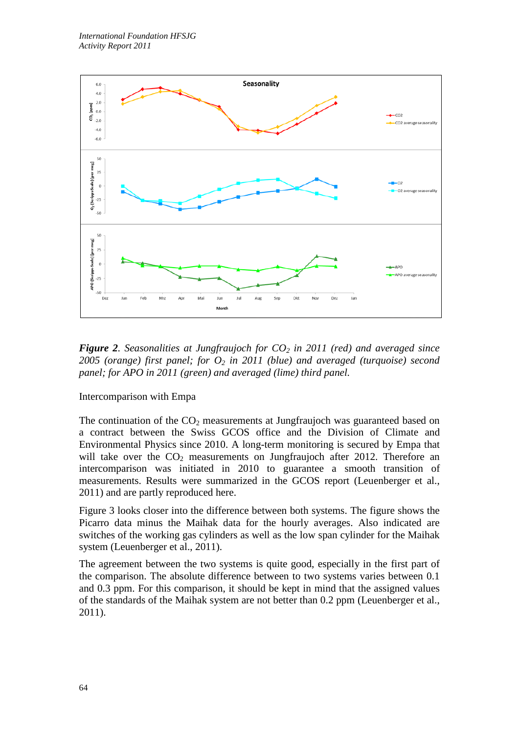*Figure 2. Seasonalities at Jungfraujoch for $CO_2$ in 2011 (red) and averaged since 2005 (orange) first panel; for $O_2$ in 2011 (blue) and averaged (turquoise) second panel; for APO in 2011 (green) and averaged (lime) third panel.*

Intercomparison with Empa

The continuation of the $CO_2$ measurements at Jungfraujoch was guaranteed based on a contract between the Swiss GCOS office and the Division of Climate and Environmental Physics since 2010. A long-term monitoring is secured by Empa that will take over the $CO_2$ measurements on Jungfraujoch after 2012. Therefore an intercomparison was initiated in 2010 to guarantee a smooth transition of measurements. Results were summarized in the GCOS report (Leuenberger et al., 2011) and are partly reproduced here.

Figure 3 looks closer into the difference between both systems. The figure shows the Picarro data minus the Maihak data for the hourly averages. Also indicated are switches of the working gas cylinders as well as the low span cylinder for the Maihak system (Leuenberger et al., 2011).

The agreement between the two systems is quite good, especially in the first part of the comparison. The absolute difference between to two systems varies between 0.1 and 0.3 ppm. For this comparison, it should be kept in mind that the assigned values of the standards of the Maihak system are not better than 0.2 ppm (Leuenberger et al., 2011).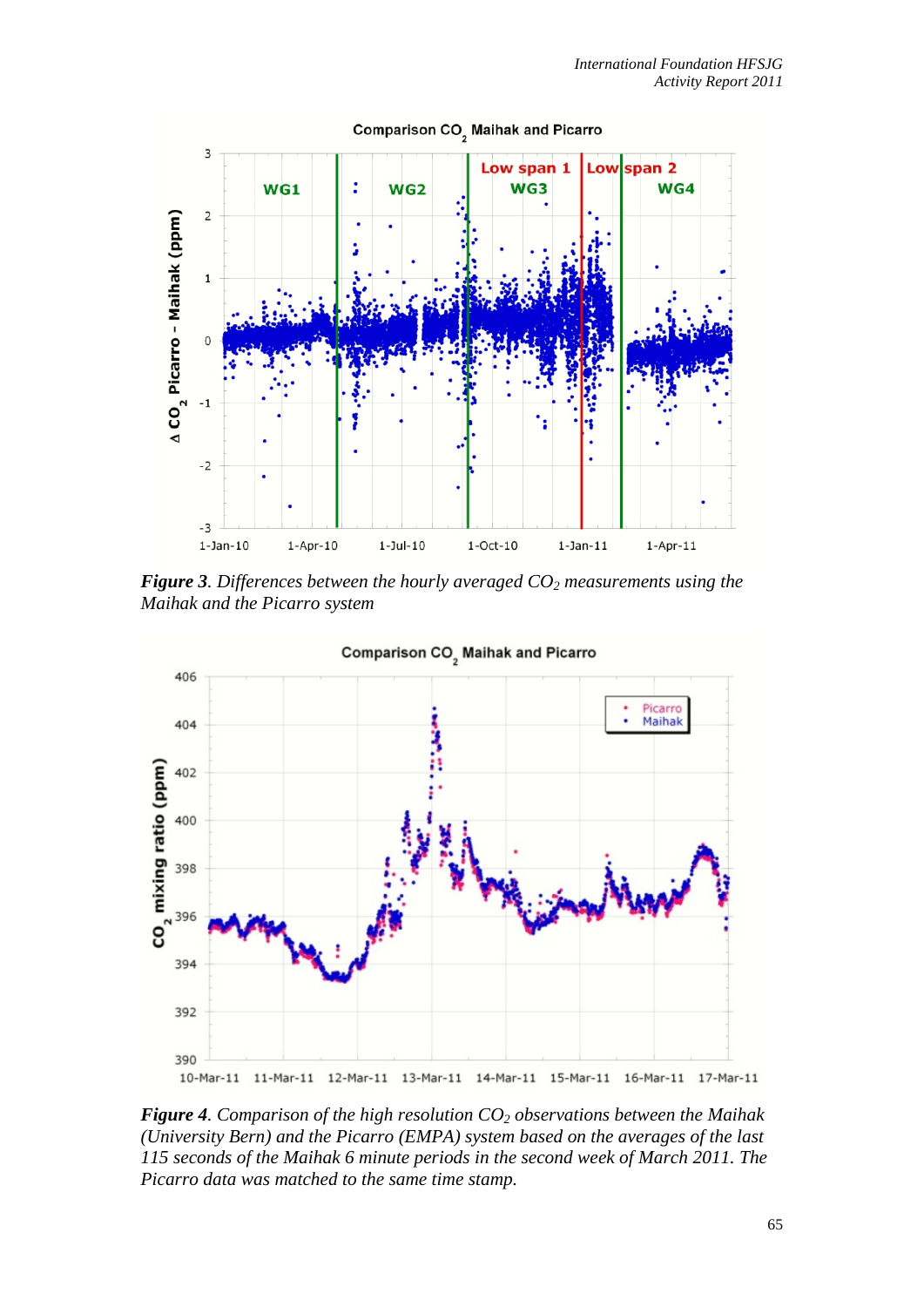*Figure 3. Differences between the hourly averaged $CO_2$ measurements using the Maihak and the Picarro system*

*Figure 4. Comparison of the high resolution $CO_2$ observations between the Maihak (University Bern) and the Picarro (EMPA) system based on the averages of the last 115 seconds of the Maihak 6 minute periods in the second week of March 2011. The Picarro data was matched to the same time stamp.*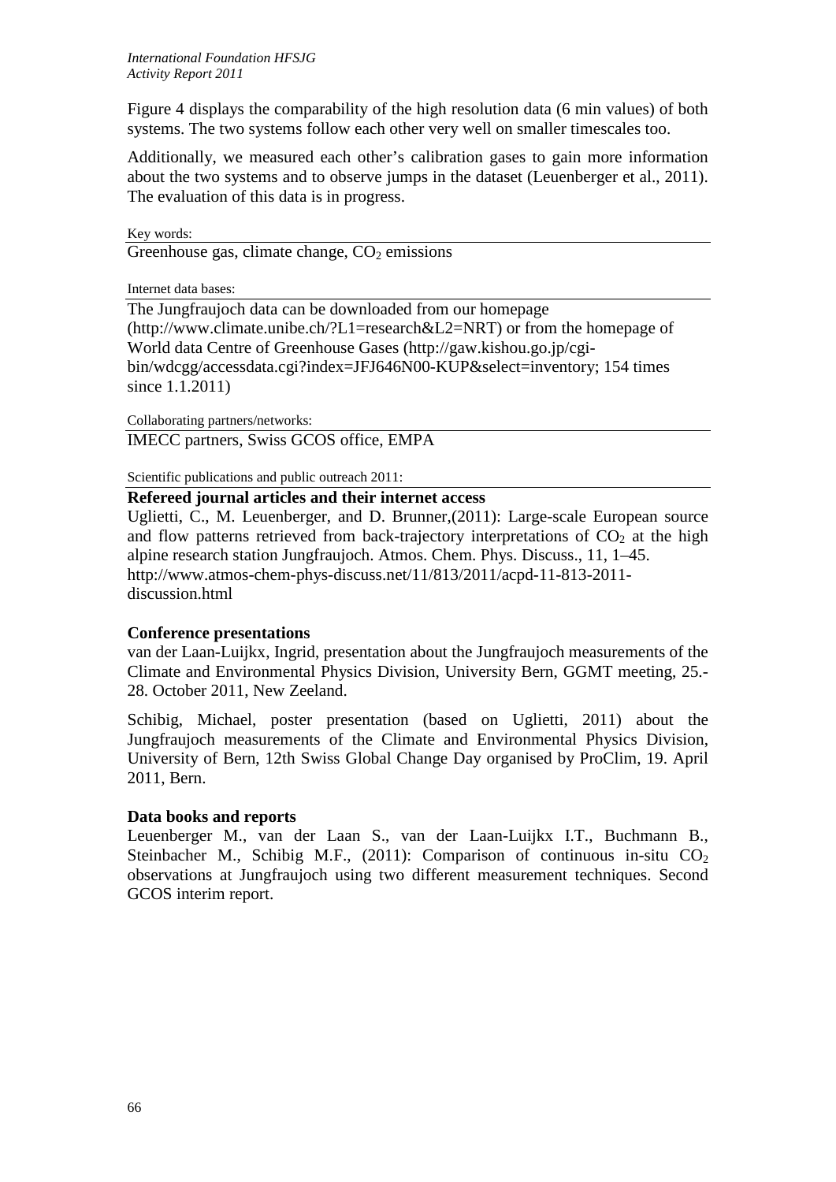Figure 4 displays the comparability of the high resolution data (6 min values) of both systems. The two systems follow each other very well on smaller timescales too.

Additionally, we measured each other's calibration gases to gain more information about the two systems and to observe jumps in the dataset (Leuenberger et al., 2011). The evaluation of this data is in progress.

Key words:

Greenhouse gas, climate change, $CO_2$ emissions

Internet data bases:

The Jungfraujoch data can be downloaded from our homepage (http://www.climate.unibe.ch/?L1=research&L2=NRT) or from the homepage of World data Centre of Greenhouse Gases (http://gaw.kishou.go.jp/cgi-bin/wdcgg/accessdata.cgi?index=JFJ646N00-KUP&select=inventory; 154 times since 1.1.2011)

Collaborating partners/networks:

IMECC partners, Swiss GCOS office, EMPA

Scientific publications and public outreach 2011:

**Refereed journal articles and their internet access**

Uglietti, C., M. Leuenberger, and D. Brunner,(2011): Large-scale European source and flow patterns retrieved from back-trajectory interpretations of $CO_2$ at the high alpine research station Jungfraujoch. Atmos. Chem. Phys. Discuss., 11, 1–45. http://www.atmos-chem-phys-discuss.net/11/813/2011/acpd-11-813-2011-discussion.html

**Conference presentations**

van der Laan-Luijkx, Ingrid, presentation about the Jungfraujoch measurements of the Climate and Environmental Physics Division, University Bern, GGMT meeting, 25.-28. October 2011, New Zeeland.

Schibig, Michael, poster presentation (based on Uglietti, 2011) about the Jungfraujoch measurements of the Climate and Environmental Physics Division, University of Bern, 12th Swiss Global Change Day organised by ProClim, 19. April 2011, Bern.

**Data books and reports**

Leuenberger M., van der Laan S., van der Laan-Luijkx I.T., Buchmann B., Steinbacher M., Schibig M.F., (2011): Comparison of continuous in-situ $CO_2$ observations at Jungfraujoch using two different measurement techniques. Second GCOS interim report.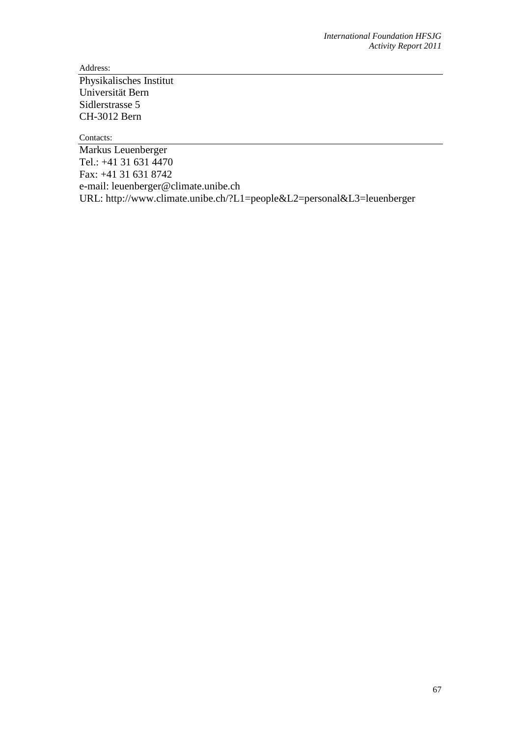Address:

Physikalisches Institut
Universität Bern
Sidlerstrasse 5
CH-3012 Bern

Contacts:

Markus Leuenberger
Tel.: +41 31 631 4470
Fax: +41 31 631 8742
e-mail: leuenberger@climate.unibe.ch
URL: http://www.climate.unibe.ch/?L1=people&L2=personal&L3=leuenberger